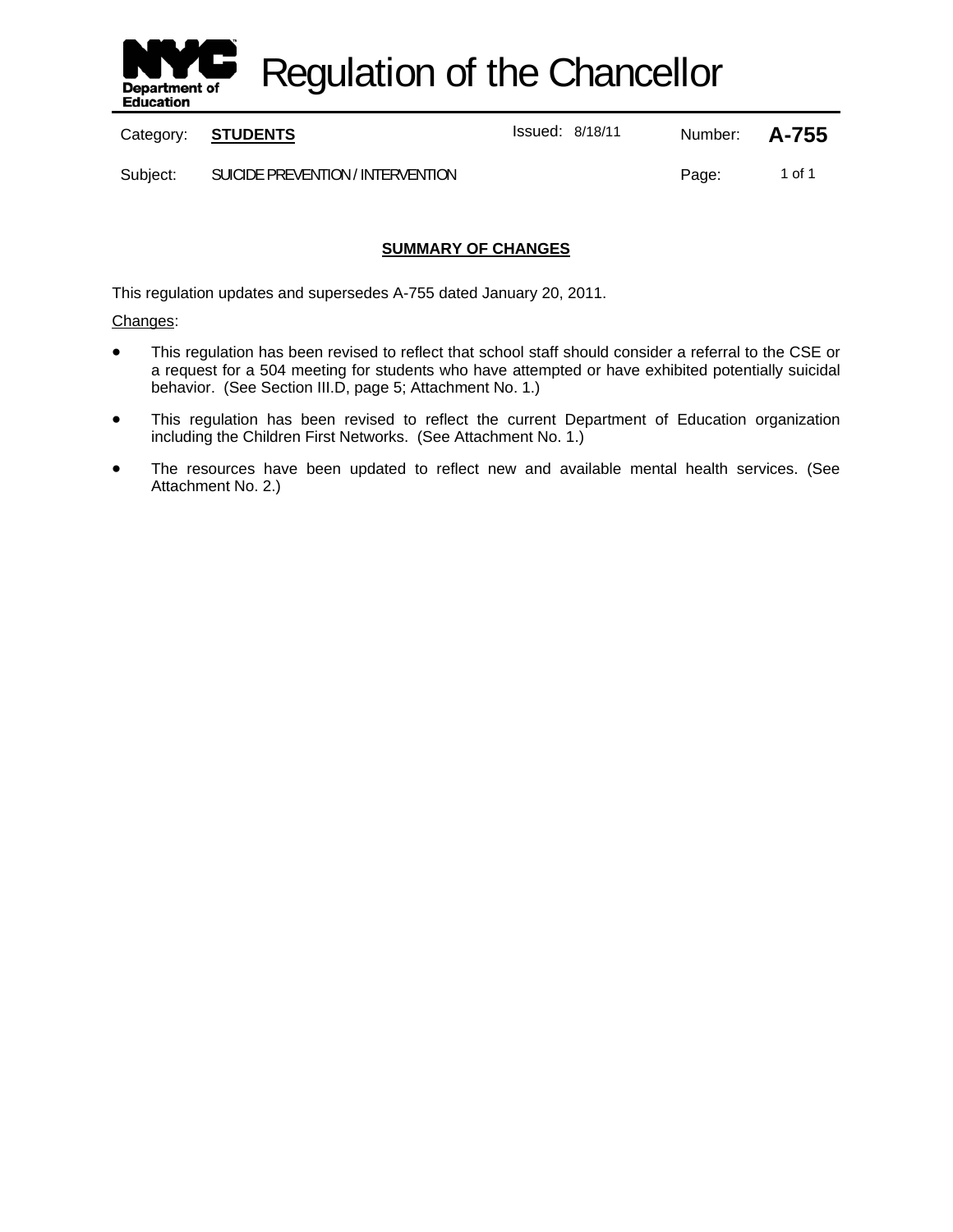# Regulation of the Chancellor

| Category: | **STUDENTS** | Issued: 8/18/11 | Number: | **A-755** |
| --- | --- | --- | --- | --- |
| Subject: | SUICIDE PREVENTION / INTERVENTION | | Page: | 1 of 1 |

## SUMMARY OF CHANGES

This regulation updates and supersedes A-755 dated January 20, 2011.

Changes:

- This regulation has been revised to reflect that school staff should consider a referral to the CSE or a request for a 504 meeting for students who have attempted or have exhibited potentially suicidal behavior. (See Section III.D, page 5; Attachment No. 1.)
- This regulation has been revised to reflect the current Department of Education organization including the Children First Networks. (See Attachment No. 1.)
- The resources have been updated to reflect new and available mental health services. (See Attachment No. 2.)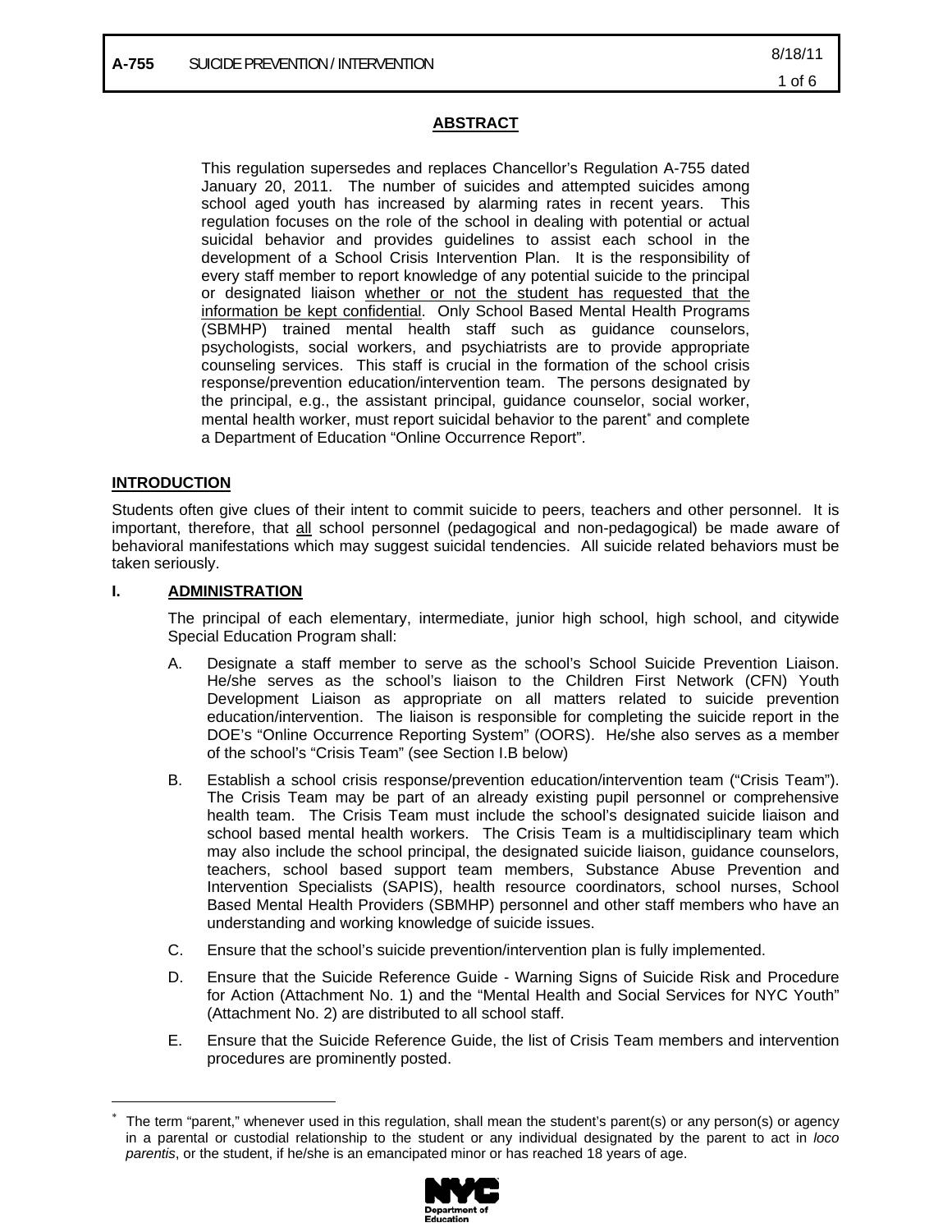## ABSTRACT

This regulation supersedes and replaces Chancellor's Regulation A-755 dated January 20, 2011. The number of suicides and attempted suicides among school aged youth has increased by alarming rates in recent years. This regulation focuses on the role of the school in dealing with potential or actual suicidal behavior and provides guidelines to assist each school in the development of a School Crisis Intervention Plan. It is the responsibility of every staff member to report knowledge of any potential suicide to the principal or designated liaison whether or not the student has requested that the information be kept confidential. Only School Based Mental Health Programs (SBMHP) trained mental health staff such as guidance counselors, psychologists, social workers, and psychiatrists are to provide appropriate counseling services. This staff is crucial in the formation of the school crisis response/prevention education/intervention team. The persons designated by the principal, e.g., the assistant principal, guidance counselor, social worker, mental health worker, must report suicidal behavior to the parent* and complete a Department of Education "Online Occurrence Report".

## INTRODUCTION

Students often give clues of their intent to commit suicide to peers, teachers and other personnel. It is important, therefore, that all school personnel (pedagogical and non-pedagogical) be made aware of behavioral manifestations which may suggest suicidal tendencies. All suicide related behaviors must be taken seriously.

## I. ADMINISTRATION

The principal of each elementary, intermediate, junior high school, high school, and citywide Special Education Program shall:

A. Designate a staff member to serve as the school's School Suicide Prevention Liaison. He/she serves as the school's liaison to the Children First Network (CFN) Youth Development Liaison as appropriate on all matters related to suicide prevention education/intervention. The liaison is responsible for completing the suicide report in the DOE's "Online Occurrence Reporting System" (OORS). He/she also serves as a member of the school's "Crisis Team" (see Section I.B below)

B. Establish a school crisis response/prevention education/intervention team ("Crisis Team"). The Crisis Team may be part of an already existing pupil personnel or comprehensive health team. The Crisis Team must include the school's designated suicide liaison and school based mental health workers. The Crisis Team is a multidisciplinary team which may also include the school principal, the designated suicide liaison, guidance counselors, teachers, school based support team members, Substance Abuse Prevention and Intervention Specialists (SAPIS), health resource coordinators, school nurses, School Based Mental Health Providers (SBMHP) personnel and other staff members who have an understanding and working knowledge of suicide issues.

C. Ensure that the school's suicide prevention/intervention plan is fully implemented.

D. Ensure that the Suicide Reference Guide - Warning Signs of Suicide Risk and Procedure for Action (Attachment No. 1) and the "Mental Health and Social Services for NYC Youth" (Attachment No. 2) are distributed to all school staff.

E. Ensure that the Suicide Reference Guide, the list of Crisis Team members and intervention procedures are prominently posted.

---

* The term "parent," whenever used in this regulation, shall mean the student's parent(s) or any person(s) or agency in a parental or custodial relationship to the student or any individual designated by the parent to act in *loco parentis*, or the student, if he/she is an emancipated minor or has reached 18 years of age.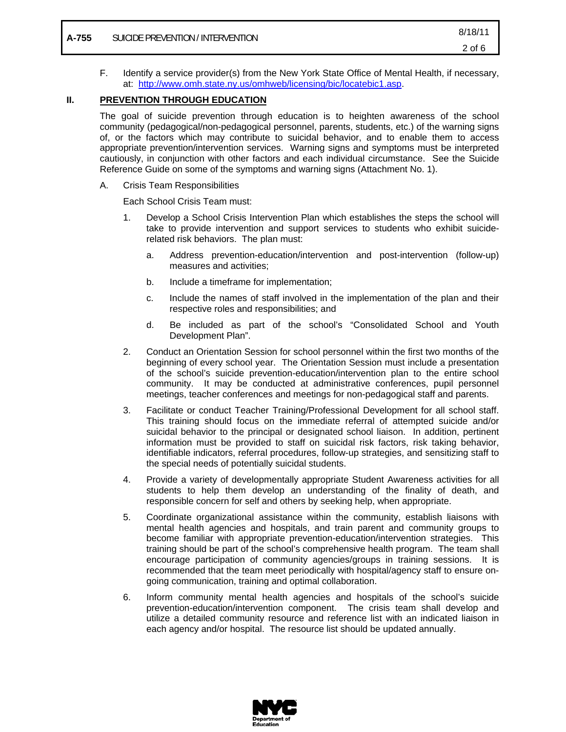F. Identify a service provider(s) from the New York State Office of Mental Health, if necessary, at: http://www.omh.state.ny.us/omhweb/licensing/bic/locatebic1.asp.

## II. PREVENTION THROUGH EDUCATION

The goal of suicide prevention through education is to heighten awareness of the school community (pedagogical/non-pedagogical personnel, parents, students, etc.) of the warning signs of, or the factors which may contribute to suicidal behavior, and to enable them to access appropriate prevention/intervention services. Warning signs and symptoms must be interpreted cautiously, in conjunction with other factors and each individual circumstance. See the Suicide Reference Guide on some of the symptoms and warning signs (Attachment No. 1).

A. Crisis Team Responsibilities

Each School Crisis Team must:

1. Develop a School Crisis Intervention Plan which establishes the steps the school will take to provide intervention and support services to students who exhibit suicide-related risk behaviors. The plan must:

   a. Address prevention-education/intervention and post-intervention (follow-up) measures and activities;

   b. Include a timeframe for implementation;

   c. Include the names of staff involved in the implementation of the plan and their respective roles and responsibilities; and

   d. Be included as part of the school's "Consolidated School and Youth Development Plan".

2. Conduct an Orientation Session for school personnel within the first two months of the beginning of every school year. The Orientation Session must include a presentation of the school's suicide prevention-education/intervention plan to the entire school community. It may be conducted at administrative conferences, pupil personnel meetings, teacher conferences and meetings for non-pedagogical staff and parents.

3. Facilitate or conduct Teacher Training/Professional Development for all school staff. This training should focus on the immediate referral of attempted suicide and/or suicidal behavior to the principal or designated school liaison. In addition, pertinent information must be provided to staff on suicidal risk factors, risk taking behavior, identifiable indicators, referral procedures, follow-up strategies, and sensitizing staff to the special needs of potentially suicidal students.

4. Provide a variety of developmentally appropriate Student Awareness activities for all students to help them develop an understanding of the finality of death, and responsible concern for self and others by seeking help, when appropriate.

5. Coordinate organizational assistance within the community, establish liaisons with mental health agencies and hospitals, and train parent and community groups to become familiar with appropriate prevention-education/intervention strategies. This training should be part of the school's comprehensive health program. The team shall encourage participation of community agencies/groups in training sessions. It is recommended that the team meet periodically with hospital/agency staff to ensure on-going communication, training and optimal collaboration.

6. Inform community mental health agencies and hospitals of the school's suicide prevention-education/intervention component. The crisis team shall develop and utilize a detailed community resource and reference list with an indicated liaison in each agency and/or hospital. The resource list should be updated annually.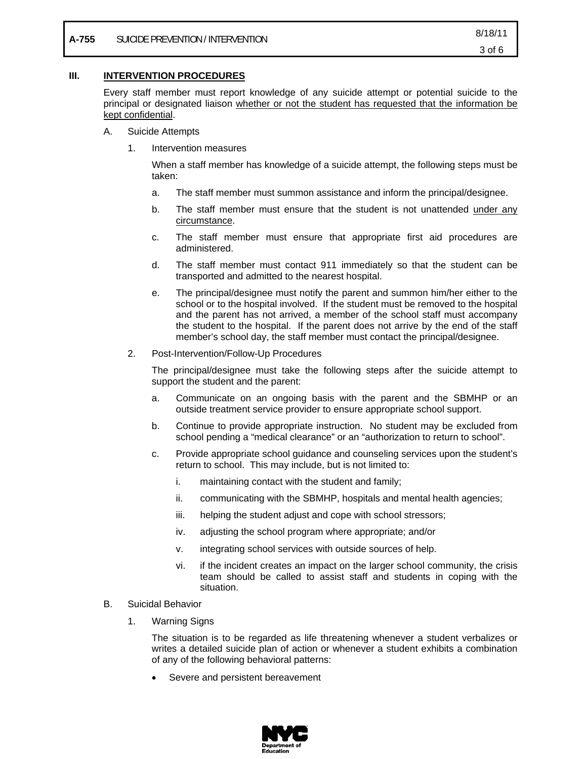## III. INTERVENTION PROCEDURES

Every staff member must report knowledge of any suicide attempt or potential suicide to the principal or designated liaison <u>whether or not the student has requested that the information be kept confidential</u>.

A. Suicide Attempts

1. Intervention measures

   When a staff member has knowledge of a suicide attempt, the following steps must be taken:

   a. The staff member must summon assistance and inform the principal/designee.

   b. The staff member must ensure that the student is not unattended <u>under any circumstance</u>.

   c. The staff member must ensure that appropriate first aid procedures are administered.

   d. The staff member must contact 911 immediately so that the student can be transported and admitted to the nearest hospital.

   e. The principal/designee must notify the parent and summon him/her either to the school or to the hospital involved. If the student must be removed to the hospital and the parent has not arrived, a member of the school staff must accompany the student to the hospital. If the parent does not arrive by the end of the staff member's school day, the staff member must contact the principal/designee.

2. Post-Intervention/Follow-Up Procedures

   The principal/designee must take the following steps after the suicide attempt to support the student and the parent:

   a. Communicate on an ongoing basis with the parent and the SBMHP or an outside treatment service provider to ensure appropriate school support.

   b. Continue to provide appropriate instruction. No student may be excluded from school pending a "medical clearance" or an "authorization to return to school".

   c. Provide appropriate school guidance and counseling services upon the student's return to school. This may include, but is not limited to:

      i. maintaining contact with the student and family;

      ii. communicating with the SBMHP, hospitals and mental health agencies;

      iii. helping the student adjust and cope with school stressors;

      iv. adjusting the school program where appropriate; and/or

      v. integrating school services with outside sources of help.

      vi. if the incident creates an impact on the larger school community, the crisis team should be called to assist staff and students in coping with the situation.

B. Suicidal Behavior

1. Warning Signs

   The situation is to be regarded as life threatening whenever a student verbalizes or writes a detailed suicide plan of action or whenever a student exhibits a combination of any of the following behavioral patterns:

   - Severe and persistent bereavement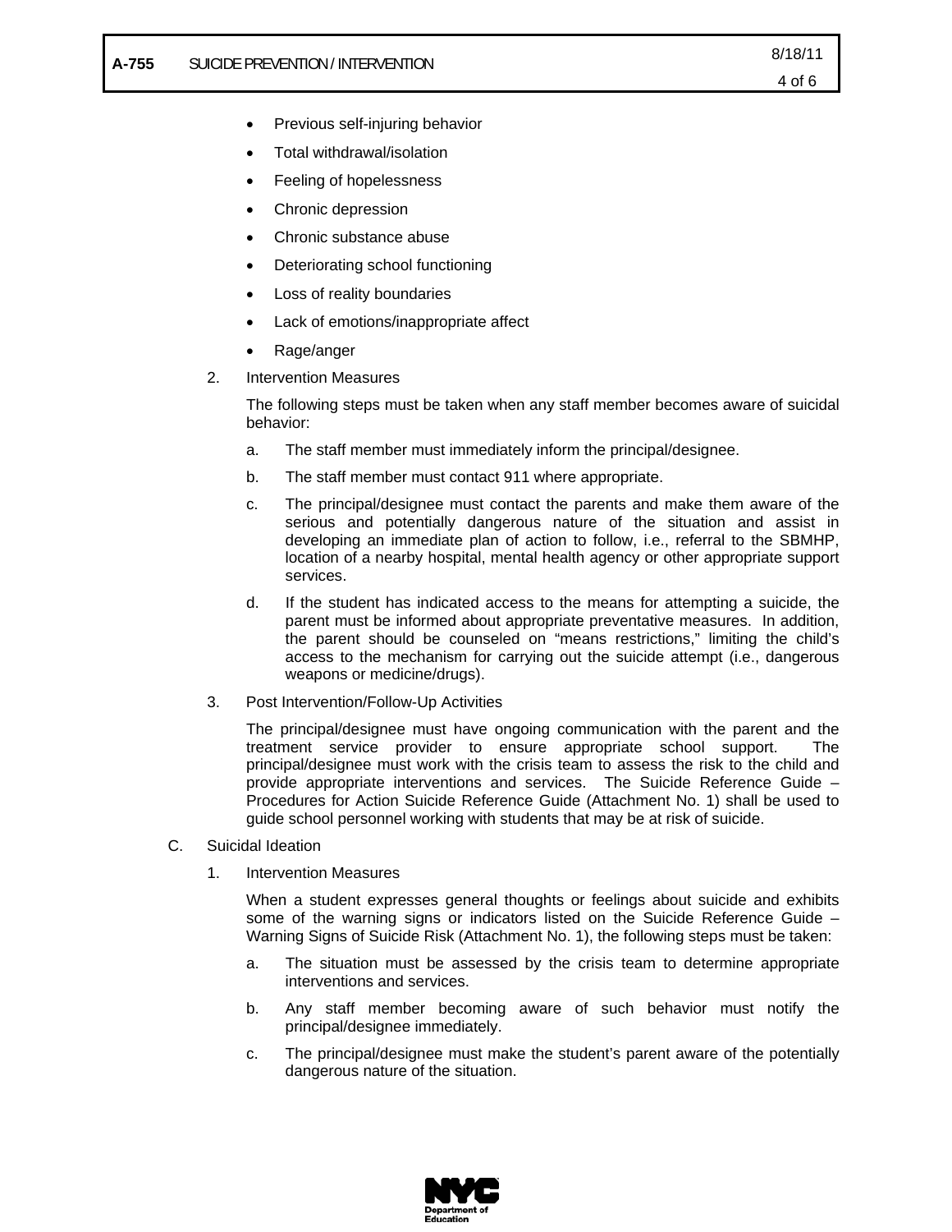- Previous self-injuring behavior
- Total withdrawal/isolation
- Feeling of hopelessness
- Chronic depression
- Chronic substance abuse
- Deteriorating school functioning
- Loss of reality boundaries
- Lack of emotions/inappropriate affect
- Rage/anger

2. Intervention Measures

   The following steps must be taken when any staff member becomes aware of suicidal behavior:

   a. The staff member must immediately inform the principal/designee.

   b. The staff member must contact 911 where appropriate.

   c. The principal/designee must contact the parents and make them aware of the serious and potentially dangerous nature of the situation and assist in developing an immediate plan of action to follow, i.e., referral to the SBMHP, location of a nearby hospital, mental health agency or other appropriate support services.

   d. If the student has indicated access to the means for attempting a suicide, the parent must be informed about appropriate preventative measures. In addition, the parent should be counseled on "means restrictions," limiting the child's access to the mechanism for carrying out the suicide attempt (i.e., dangerous weapons or medicine/drugs).

3. Post Intervention/Follow-Up Activities

   The principal/designee must have ongoing communication with the parent and the treatment service provider to ensure appropriate school support. The principal/designee must work with the crisis team to assess the risk to the child and provide appropriate interventions and services. The Suicide Reference Guide – Procedures for Action Suicide Reference Guide (Attachment No. 1) shall be used to guide school personnel working with students that may be at risk of suicide.

C. Suicidal Ideation

1. Intervention Measures

   When a student expresses general thoughts or feelings about suicide and exhibits some of the warning signs or indicators listed on the Suicide Reference Guide – Warning Signs of Suicide Risk (Attachment No. 1), the following steps must be taken:

   a. The situation must be assessed by the crisis team to determine appropriate interventions and services.

   b. Any staff member becoming aware of such behavior must notify the principal/designee immediately.

   c. The principal/designee must make the student's parent aware of the potentially dangerous nature of the situation.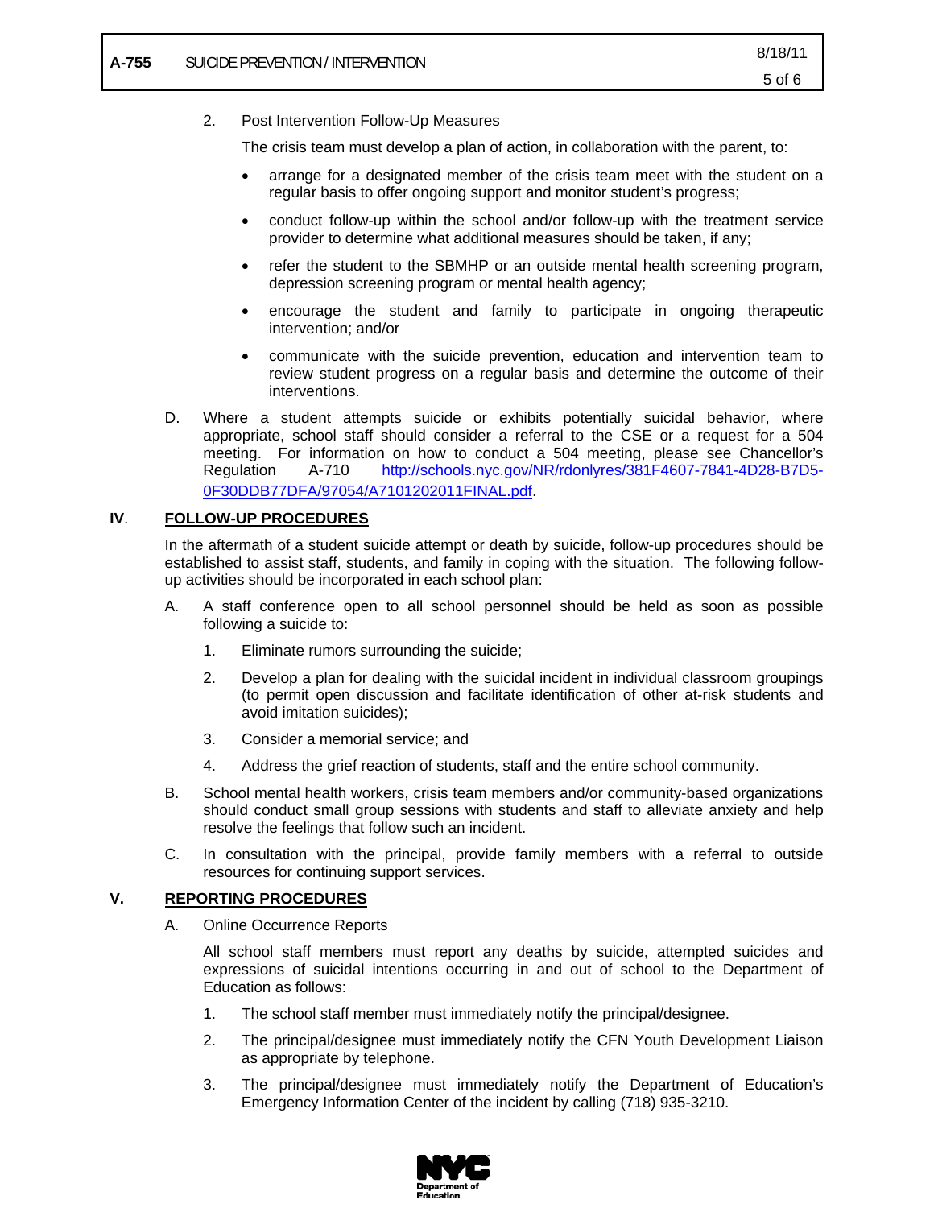2. Post Intervention Follow-Up Measures

   The crisis team must develop a plan of action, in collaboration with the parent, to:

   - arrange for a designated member of the crisis team meet with the student on a regular basis to offer ongoing support and monitor student's progress;
   - conduct follow-up within the school and/or follow-up with the treatment service provider to determine what additional measures should be taken, if any;
   - refer the student to the SBMHP or an outside mental health screening program, depression screening program or mental health agency;
   - encourage the student and family to participate in ongoing therapeutic intervention; and/or
   - communicate with the suicide prevention, education and intervention team to review student progress on a regular basis and determine the outcome of their interventions.

D. Where a student attempts suicide or exhibits potentially suicidal behavior, where appropriate, school staff should consider a referral to the CSE or a request for a 504 meeting. For information on how to conduct a 504 meeting, please see Chancellor's Regulation A-710 http://schools.nyc.gov/NR/rdonlyres/381F4607-7841-4D28-B7D5-0F30DDB77DFA/97054/A7101202011FINAL.pdf.

## IV. FOLLOW-UP PROCEDURES

In the aftermath of a student suicide attempt or death by suicide, follow-up procedures should be established to assist staff, students, and family in coping with the situation. The following follow-up activities should be incorporated in each school plan:

A. A staff conference open to all school personnel should be held as soon as possible following a suicide to:

   1. Eliminate rumors surrounding the suicide;
   2. Develop a plan for dealing with the suicidal incident in individual classroom groupings (to permit open discussion and facilitate identification of other at-risk students and avoid imitation suicides);
   3. Consider a memorial service; and
   4. Address the grief reaction of students, staff and the entire school community.

B. School mental health workers, crisis team members and/or community-based organizations should conduct small group sessions with students and staff to alleviate anxiety and help resolve the feelings that follow such an incident.

C. In consultation with the principal, provide family members with a referral to outside resources for continuing support services.

## V. REPORTING PROCEDURES

A. Online Occurrence Reports

   All school staff members must report any deaths by suicide, attempted suicides and expressions of suicidal intentions occurring in and out of school to the Department of Education as follows:

   1. The school staff member must immediately notify the principal/designee.
   2. The principal/designee must immediately notify the CFN Youth Development Liaison as appropriate by telephone.
   3. The principal/designee must immediately notify the Department of Education's Emergency Information Center of the incident by calling (718) 935-3210.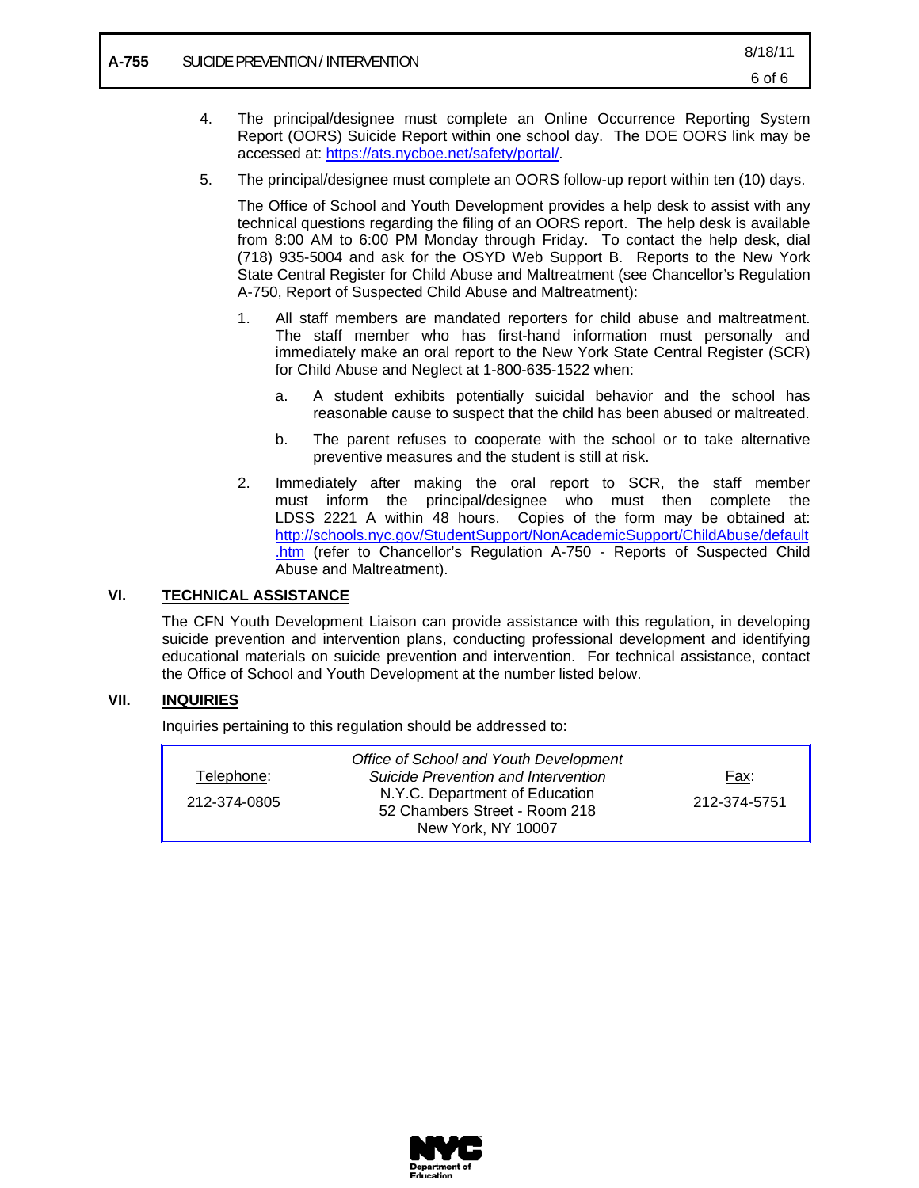4. The principal/designee must complete an Online Occurrence Reporting System Report (OORS) Suicide Report within one school day. The DOE OORS link may be accessed at: https://ats.nycboe.net/safety/portal/.

5. The principal/designee must complete an OORS follow-up report within ten (10) days.

   The Office of School and Youth Development provides a help desk to assist with any technical questions regarding the filing of an OORS report. The help desk is available from 8:00 AM to 6:00 PM Monday through Friday. To contact the help desk, dial (718) 935-5004 and ask for the OSYD Web Support B. Reports to the New York State Central Register for Child Abuse and Maltreatment (see Chancellor's Regulation A-750, Report of Suspected Child Abuse and Maltreatment):

   1. All staff members are mandated reporters for child abuse and maltreatment. The staff member who has first-hand information must personally and immediately make an oral report to the New York State Central Register (SCR) for Child Abuse and Neglect at 1-800-635-1522 when:

      a. A student exhibits potentially suicidal behavior and the school has reasonable cause to suspect that the child has been abused or maltreated.

      b. The parent refuses to cooperate with the school or to take alternative preventive measures and the student is still at risk.

   2. Immediately after making the oral report to SCR, the staff member must inform the principal/designee who must then complete the LDSS 2221 A within 48 hours. Copies of the form may be obtained at: http://schools.nyc.gov/StudentSupport/NonAcademicSupport/ChildAbuse/default.htm (refer to Chancellor's Regulation A-750 - Reports of Suspected Child Abuse and Maltreatment).

## VI. TECHNICAL ASSISTANCE

The CFN Youth Development Liaison can provide assistance with this regulation, in developing suicide prevention and intervention plans, conducting professional development and identifying educational materials on suicide prevention and intervention. For technical assistance, contact the Office of School and Youth Development at the number listed below.

## VII. INQUIRIES

Inquiries pertaining to this regulation should be addressed to:

| Telephone: | *Office of School and Youth Development* | Fax: |
|---|---|---|
| 212-374-0805 | *Suicide Prevention and Intervention*<br>N.Y.C. Department of Education<br>52 Chambers Street - Room 218<br>New York, NY 10007 | 212-374-5751 |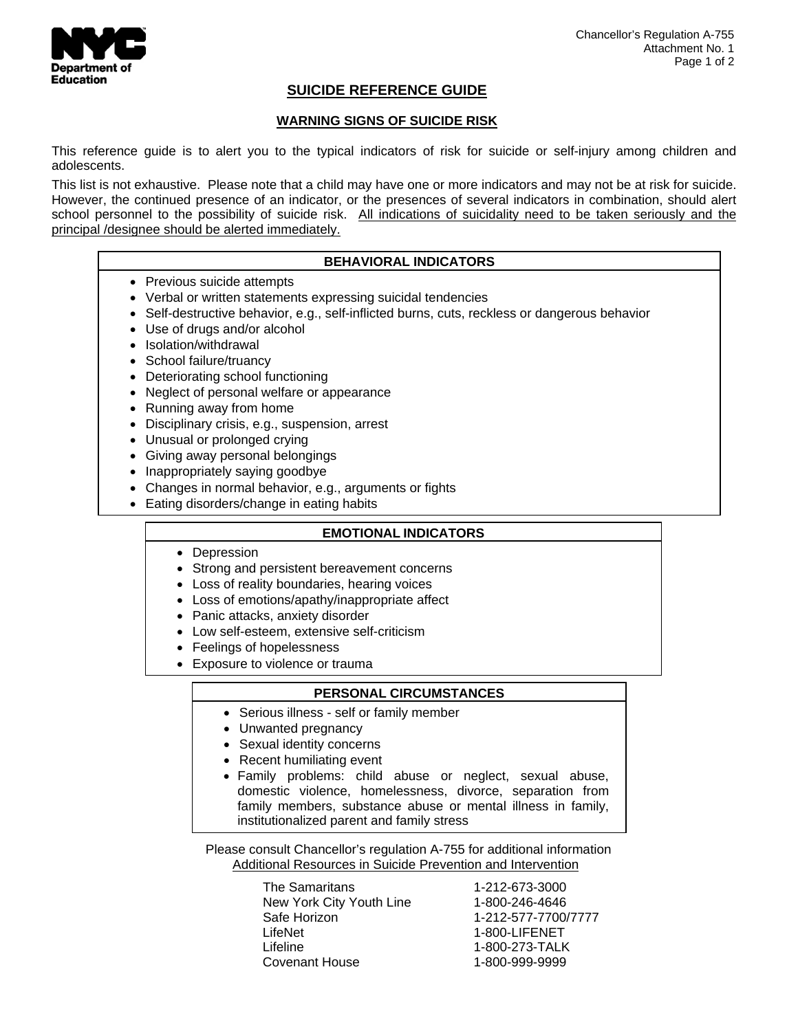Chancellor's Regulation A-755
Attachment No. 1

## SUICIDE REFERENCE GUIDE

### WARNING SIGNS OF SUICIDE RISK

This reference guide is to alert you to the typical indicators of risk for suicide or self-injury among children and adolescents.

This list is not exhaustive. Please note that a child may have one or more indicators and may not be at risk for suicide. However, the continued presence of an indicator, or the presences of several indicators in combination, should alert school personnel to the possibility of suicide risk. <u>All indications of suicidality need to be taken seriously and the principal /designee should be alerted immediately.</u>

**BEHAVIORAL INDICATORS**

- Previous suicide attempts
- Verbal or written statements expressing suicidal tendencies
- Self-destructive behavior, e.g., self-inflicted burns, cuts, reckless or dangerous behavior
- Use of drugs and/or alcohol
- Isolation/withdrawal
- School failure/truancy
- Deteriorating school functioning
- Neglect of personal welfare or appearance
- Running away from home
- Disciplinary crisis, e.g., suspension, arrest
- Unusual or prolonged crying
- Giving away personal belongings
- Inappropriately saying goodbye
- Changes in normal behavior, e.g., arguments or fights
- Eating disorders/change in eating habits

**EMOTIONAL INDICATORS**

- Depression
- Strong and persistent bereavement concerns
- Loss of reality boundaries, hearing voices
- Loss of emotions/apathy/inappropriate affect
- Panic attacks, anxiety disorder
- Low self-esteem, extensive self-criticism
- Feelings of hopelessness
- Exposure to violence or trauma

**PERSONAL CIRCUMSTANCES**

- Serious illness - self or family member
- Unwanted pregnancy
- Sexual identity concerns
- Recent humiliating event
- Family problems: child abuse or neglect, sexual abuse, domestic violence, homelessness, divorce, separation from family members, substance abuse or mental illness in family, institutionalized parent and family stress

Please consult Chancellor's regulation A-755 for additional information

<u>Additional Resources in Suicide Prevention and Intervention</u>

| | |
|---|---|
| The Samaritans | 1-212-673-3000 |
| New York City Youth Line | 1-800-246-4646 |
| Safe Horizon | 1-212-577-7700/7777 |
| LifeNet | 1-800-LIFENET |
| Lifeline | 1-800-273-TALK |
| Covenant House | 1-800-999-9999 |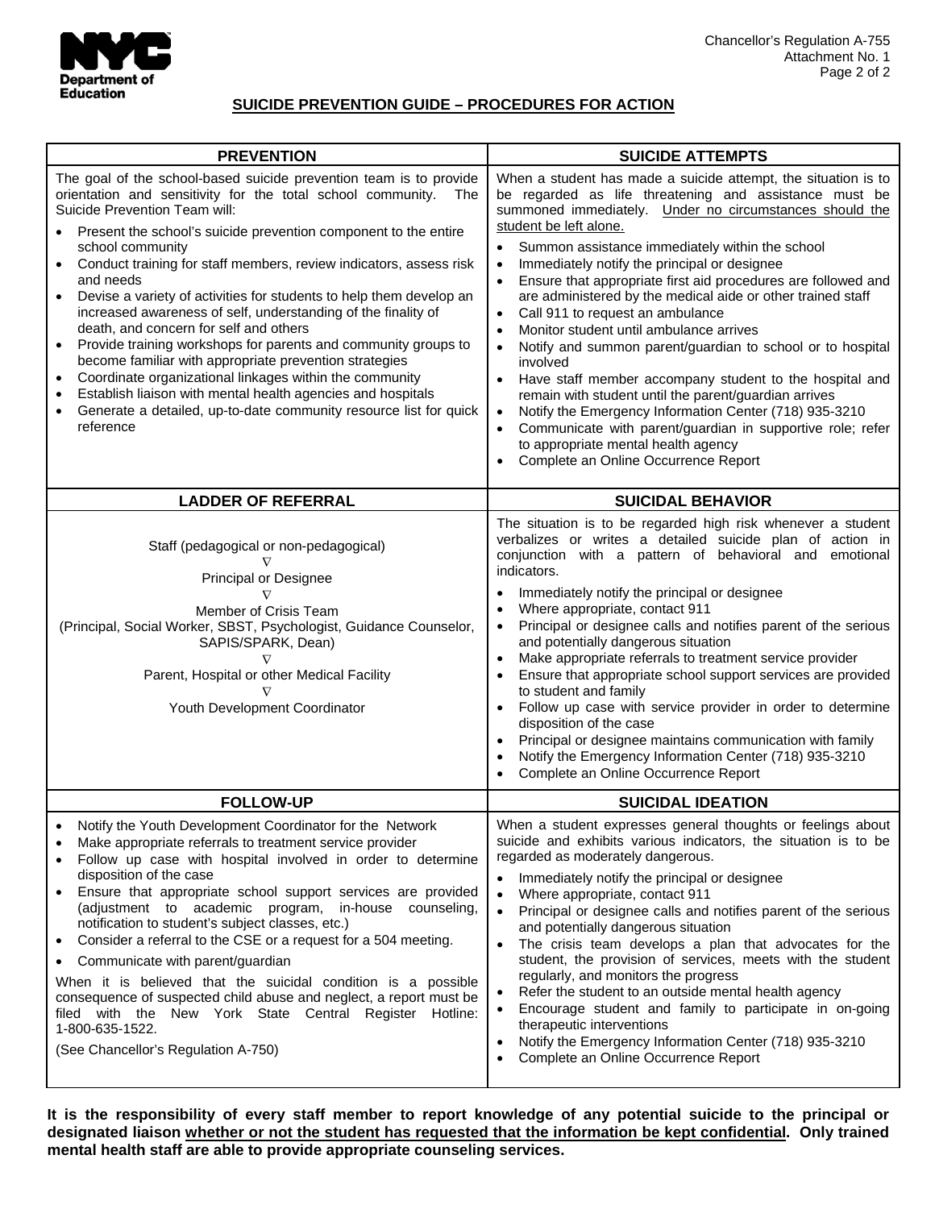## SUICIDE PREVENTION GUIDE – PROCEDURES FOR ACTION

### PREVENTION

The goal of the school-based suicide prevention team is to provide orientation and sensitivity for the total school community. The Suicide Prevention Team will:

- Present the school's suicide prevention component to the entire school community
- Conduct training for staff members, review indicators, assess risk and needs
- Devise a variety of activities for students to help them develop an increased awareness of self, understanding of the finality of death, and concern for self and others
- Provide training workshops for parents and community groups to become familiar with appropriate prevention strategies
- Coordinate organizational linkages within the community
- Establish liaison with mental health agencies and hospitals
- Generate a detailed, up-to-date community resource list for quick reference

### SUICIDE ATTEMPTS

When a student has made a suicide attempt, the situation is to be regarded as life threatening and assistance must be summoned immediately. Under no circumstances should the student be left alone.

- Summon assistance immediately within the school
- Immediately notify the principal or designee
- Ensure that appropriate first aid procedures are followed and are administered by the medical aide or other trained staff
- Call 911 to request an ambulance
- Monitor student until ambulance arrives
- Notify and summon parent/guardian to school or to hospital involved
- Have staff member accompany student to the hospital and remain with student until the parent/guardian arrives
- Notify the Emergency Information Center (718) 935-3210
- Communicate with parent/guardian in supportive role; refer to appropriate mental health agency
- Complete an Online Occurrence Report

### LADDER OF REFERRAL

Staff (pedagogical or non-pedagogical)
∇
Principal or Designee
∇
Member of Crisis Team
(Principal, Social Worker, SBST, Psychologist, Guidance Counselor, SAPIS/SPARK, Dean)
∇
Parent, Hospital or other Medical Facility
∇
Youth Development Coordinator

### SUICIDAL BEHAVIOR

The situation is to be regarded high risk whenever a student verbalizes or writes a detailed suicide plan of action in conjunction with a pattern of behavioral and emotional indicators.

- Immediately notify the principal or designee
- Where appropriate, contact 911
- Principal or designee calls and notifies parent of the serious and potentially dangerous situation
- Make appropriate referrals to treatment service provider
- Ensure that appropriate school support services are provided to student and family
- Follow up case with service provider in order to determine disposition of the case
- Principal or designee maintains communication with family
- Notify the Emergency Information Center (718) 935-3210
- Complete an Online Occurrence Report

### FOLLOW-UP

- Notify the Youth Development Coordinator for the Network
- Make appropriate referrals to treatment service provider
- Follow up case with hospital involved in order to determine disposition of the case
- Ensure that appropriate school support services are provided (adjustment to academic program, in-house counseling, notification to student's subject classes, etc.)
- Consider a referral to the CSE or a request for a 504 meeting.
- Communicate with parent/guardian

When it is believed that the suicidal condition is a possible consequence of suspected child abuse and neglect, a report must be filed with the New York State Central Register Hotline: 1-800-635-1522.

(See Chancellor's Regulation A-750)

### SUICIDAL IDEATION

When a student expresses general thoughts or feelings about suicide and exhibits various indicators, the situation is to be regarded as moderately dangerous.

- Immediately notify the principal or designee
- Where appropriate, contact 911
- Principal or designee calls and notifies parent of the serious and potentially dangerous situation
- The crisis team develops a plan that advocates for the student, the provision of services, meets with the student regularly, and monitors the progress
- Refer the student to an outside mental health agency
- Encourage student and family to participate in on-going therapeutic interventions
- Notify the Emergency Information Center (718) 935-3210
- Complete an Online Occurrence Report

**It is the responsibility of every staff member to report knowledge of any potential suicide to the principal or designated liaison whether or not the student has requested that the information be kept confidential. Only trained mental health staff are able to provide appropriate counseling services.**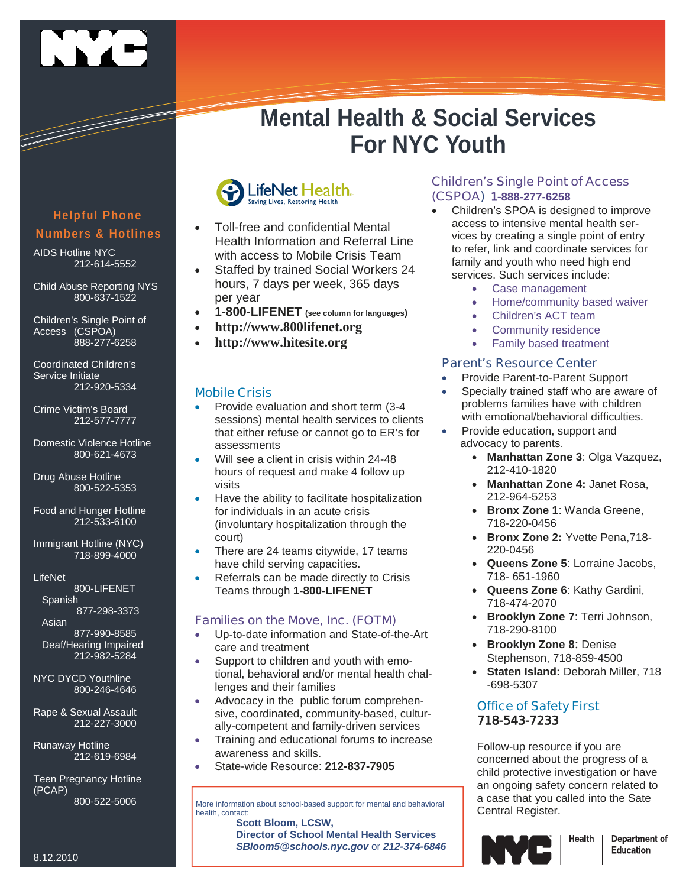# Mental Health & Social Services For NYC Youth

## Helpful Phone Numbers & Hotlines

AIDS Hotline NYC
212-614-5552

Child Abuse Reporting NYS
800-637-1522

Children's Single Point of Access (CSPOA)
888-277-6258

Coordinated Children's Service Initiate
212-920-5334

Crime Victim's Board
212-577-7777

Domestic Violence Hotline
800-621-4673

Drug Abuse Hotline
800-522-5353

Food and Hunger Hotline
212-533-6100

Immigrant Hotline (NYC)
718-899-4000

LifeNet
800-LIFENET
Spanish
877-298-3373
Asian
877-990-8585
Deaf/Hearing Impaired
212-982-5284

NYC DYCD Youthline
800-246-4646

Rape & Sexual Assault
212-227-3000

Runaway Hotline
212-619-6984

Teen Pregnancy Hotline (PCAP)
800-522-5006

8.12.2010

## LifeNet Health

Saving Lives, Restoring Health

- Toll-free and confidential Mental Health Information and Referral Line with access to Mobile Crisis Team
- Staffed by trained Social Workers 24 hours, 7 days per week, 365 days per year
- **1-800-LIFENET** (see column for languages)
- **http://www.800lifenet.org**
- **http://www.hitesite.org**

## Mobile Crisis

- Provide evaluation and short term (3-4 sessions) mental health services to clients that either refuse or cannot go to ER's for assessments
- Will see a client in crisis within 24-48 hours of request and make 4 follow up visits
- Have the ability to facilitate hospitalization for individuals in an acute crisis (involuntary hospitalization through the court)
- There are 24 teams citywide, 17 teams have child serving capacities.
- Referrals can be made directly to Crisis Teams through **1-800-LIFENET**

## Families on the Move, Inc. (FOTM)

- Up-to-date information and State-of-the-Art care and treatment
- Support to children and youth with emotional, behavioral and/or mental health challenges and their families
- Advocacy in the public forum comprehensive, coordinated, community-based, culturally-competent and family-driven services
- Training and educational forums to increase awareness and skills.
- State-wide Resource: **212-837-7905**

More information about school-based support for mental and behavioral health, contact:
**Scott Bloom, LCSW,**
**Director of School Mental Health Services**
***SBloom5@schools.nyc.gov*** or ***212-374-6846***

## Children's Single Point of Access (CSPOA) 1-888-277-6258

- Children's SPOA is designed to improve access to intensive mental health services by creating a single point of entry to refer, link and coordinate services for family and youth who need high end services. Such services include:
  - Case management
  - Home/community based waiver
  - Children's ACT team
  - Community residence
  - Family based treatment

## Parent's Resource Center

- Provide Parent-to-Parent Support
- Specially trained staff who are aware of problems families have with children with emotional/behavioral difficulties.
- Provide education, support and advocacy to parents.
  - **Manhattan Zone 3**: Olga Vazquez, 212-410-1820
  - **Manhattan Zone 4:** Janet Rosa, 212-964-5253
  - **Bronx Zone 1**: Wanda Greene, 718-220-0456
  - **Bronx Zone 2:** Yvette Pena,718-220-0456
  - **Queens Zone 5**: Lorraine Jacobs, 718- 651-1960
  - **Queens Zone 6**: Kathy Gardini, 718-474-2070
  - **Brooklyn Zone 7**: Terri Johnson, 718-290-8100
  - **Brooklyn Zone 8**: Denise Stephenson, 718-859-4500
  - **Staten Island:** Deborah Miller, 718 -698-5307

## Office of Safety First

**718-543-7233**

Follow-up resource if you are concerned about the progress of a child protective investigation or have an ongoing safety concern related to a case that you called into the Sate Central Register.

NYC Health | Department of Education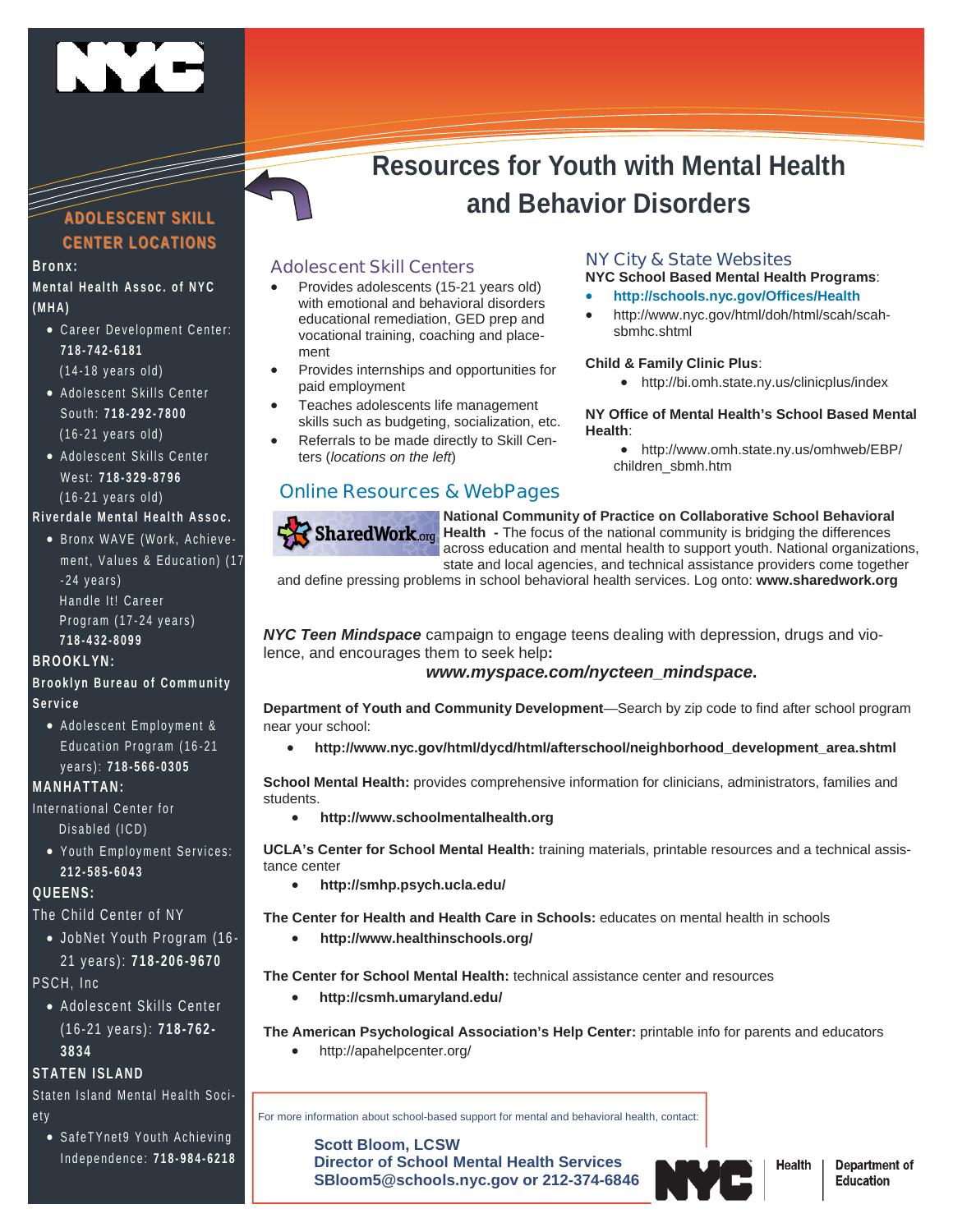# Resources for Youth with Mental Health and Behavior Disorders

## ADOLESCENT SKILL CENTER LOCATIONS

**Bronx:**

**Mental Health Assoc. of NYC (MHA)**

- Career Development Center: **718-742-6181** (14-18 years old)
- Adolescent Skills Center South: **718-292-7800** (16-21 years old)
- Adolescent Skills Center West: **718-329-8796** (16-21 years old)

**Riverdale Mental Health Assoc.**

- Bronx WAVE (Work, Achievement, Values & Education) (17-24 years) Handle It! Career Program (17-24 years) **718-432-8099**

**BROOKLYN:**

**Brooklyn Bureau of Community Service**

- Adolescent Employment & Education Program (16-21 years): **718-566-0305**

**MANHATTAN:**

International Center for Disabled (ICD)

- Youth Employment Services: **212-585-6043**

**QUEENS:**

The Child Center of NY

- JobNet Youth Program (16-21 years): **718-206-9670**

PSCH, Inc

- Adolescent Skills Center (16-21 years): **718-762-3834**

**STATEN ISLAND**

Staten Island Mental Health Society

- SafeTYnet9 Youth Achieving Independence: **718-984-6218**

## Adolescent Skill Centers

- Provides adolescents (15-21 years old) with emotional and behavioral disorders educational remediation, GED prep and vocational training, coaching and placement
- Provides internships and opportunities for paid employment
- Teaches adolescents life management skills such as budgeting, socialization, etc.
- Referrals to be made directly to Skill Centers (*locations on the left*)

## NY City & State Websites

**NYC School Based Mental Health Programs**:

- **http://schools.nyc.gov/Offices/Health**
- http://www.nyc.gov/html/doh/html/scah/scah-sbmhc.shtml

**Child & Family Clinic Plus**:

- http://bi.omh.state.ny.us/clinicplus/index

**NY Office of Mental Health's School Based Mental Health**:

- http://www.omh.state.ny.us/omhweb/EBP/children_sbmh.htm

## Online Resources & WebPages

SharedWork.org

**National Community of Practice on Collaborative School Behavioral Health -** The focus of the national community is bridging the differences across education and mental health to support youth. National organizations, state and local agencies, and technical assistance providers come together and define pressing problems in school behavioral health services. Log onto: **www.sharedwork.org**

***NYC Teen Mindspace*** campaign to engage teens dealing with depression, drugs and violence, and encourages them to seek help**:**

***www.myspace.com/nycteen_mindspace.***

**Department of Youth and Community Development**—Search by zip code to find after school program near your school:

- **http://www.nyc.gov/html/dycd/html/afterschool/neighborhood_development_area.shtml**

**School Mental Health:** provides comprehensive information for clinicians, administrators, families and students.

- **http://www.schoolmentalhealth.org**

**UCLA's Center for School Mental Health:** training materials, printable resources and a technical assistance center

- **http://smhp.psych.ucla.edu/**

**The Center for Health and Health Care in Schools:** educates on mental health in schools

- **http://www.healthinschools.org/**

**The Center for School Mental Health:** technical assistance center and resources

- **http://csmh.umaryland.edu/**

**The American Psychological Association's Help Center:** printable info for parents and educators

- http://apahelpcenter.org/

For more information about school-based support for mental and behavioral health, contact:

**Scott Bloom, LCSW**
**Director of School Mental Health Services**
**SBloom5@schools.nyc.gov or 212-374-6846**

NYC Health | Department of Education